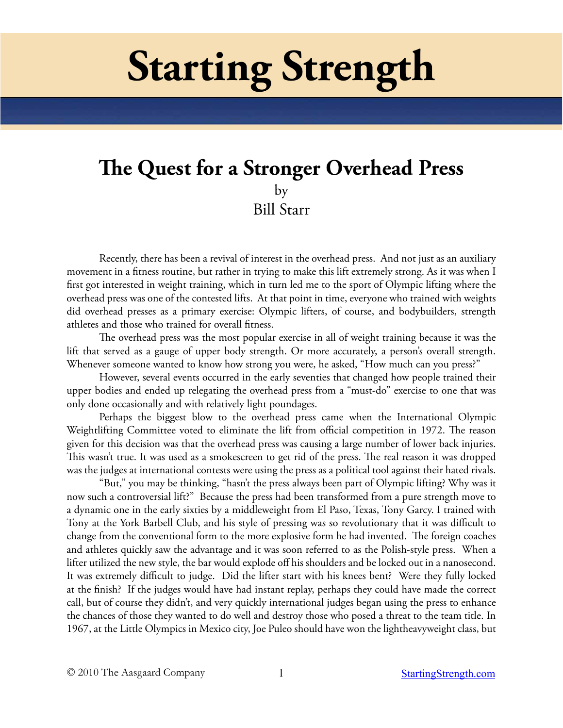# Starting Strength

## The Quest for a Stronger Overhead Press

by

Bill Starr

Recently, there has been a revival of interest in the overhead press. And not just as an auxiliary movement in a fitness routine, but rather in trying to make this lift extremely strong. As it was when I first got interested in weight training, which in turn led me to the sport of Olympic lifting where the overhead press was one of the contested lifts. At that point in time, everyone who trained with weights did overhead presses as a primary exercise: Olympic lifters, of course, and bodybuilders, strength athletes and those who trained for overall fitness.

The overhead press was the most popular exercise in all of weight training because it was the lift that served as a gauge of upper body strength. Or more accurately, a person's overall strength. Whenever someone wanted to know how strong you were, he asked, "How much can you press?"

However, several events occurred in the early seventies that changed how people trained their upper bodies and ended up relegating the overhead press from a "must-do" exercise to one that was only done occasionally and with relatively light poundages.

Perhaps the biggest blow to the overhead press came when the International Olympic Weightlifting Committee voted to eliminate the lift from official competition in 1972. The reason given for this decision was that the overhead press was causing a large number of lower back injuries. This wasn't true. It was used as a smokescreen to get rid of the press. The real reason it was dropped was the judges at international contests were using the press as a political tool against their hated rivals.

"But," you may be thinking, "hasn't the press always been part of Olympic lifting? Why was it now such a controversial lift?" Because the press had been transformed from a pure strength move to a dynamic one in the early sixties by a middleweight from El Paso, Texas, Tony Garcy. I trained with Tony at the York Barbell Club, and his style of pressing was so revolutionary that it was difficult to change from the conventional form to the more explosive form he had invented. The foreign coaches and athletes quickly saw the advantage and it was soon referred to as the Polish-style press. When a lifter utilized the new style, the bar would explode off his shoulders and be locked out in a nanosecond. It was extremely difficult to judge. Did the lifter start with his knees bent? Were they fully locked at the finish? If the judges would have had instant replay, perhaps they could have made the correct call, but of course they didn't, and very quickly international judges began using the press to enhance the chances of those they wanted to do well and destroy those who posed a threat to the team title. In 1967, at the Little Olympics in Mexico city, Joe Puleo should have won the lightheavyweight class, but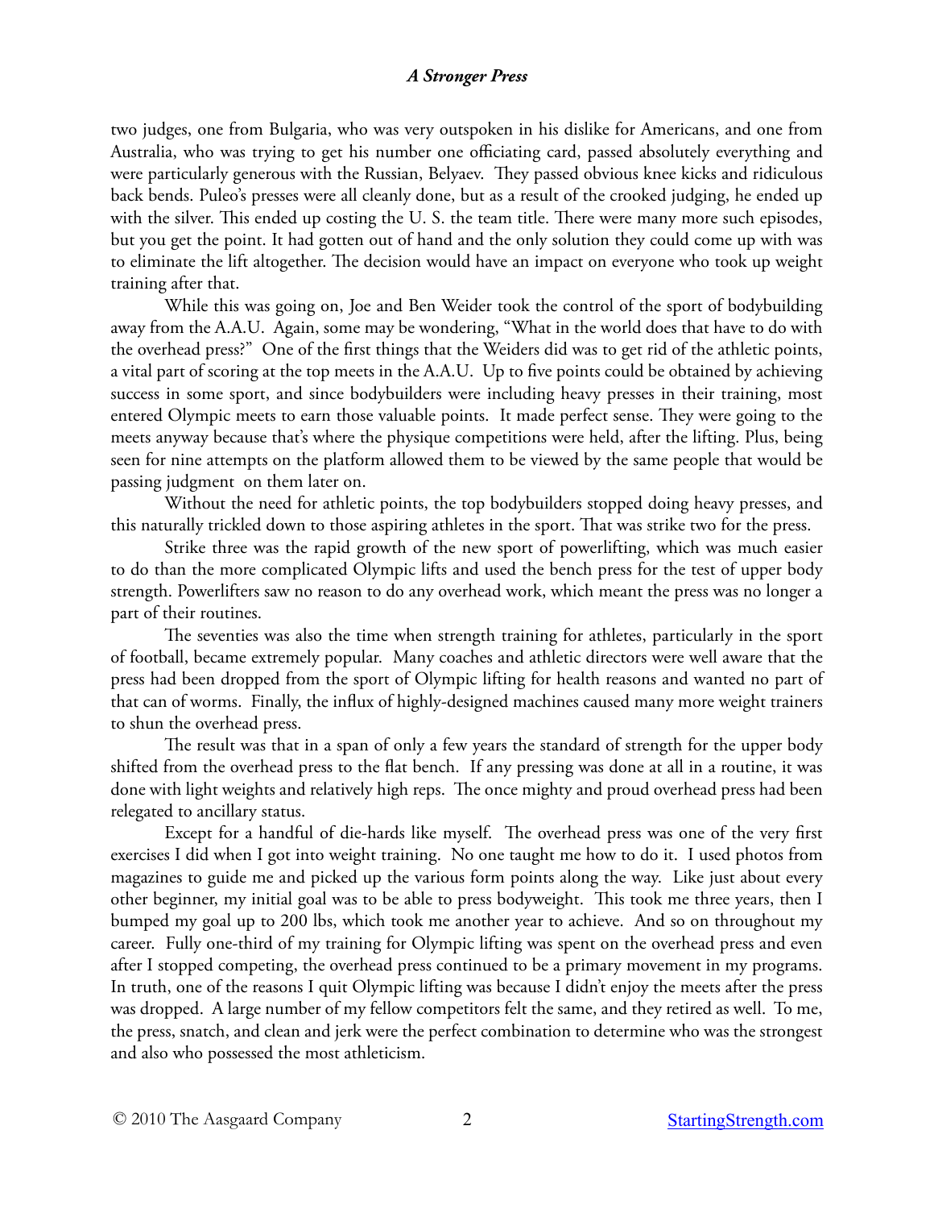two judges, one from Bulgaria, who was very outspoken in his dislike for Americans, and one from Australia, who was trying to get his number one officiating card, passed absolutely everything and were particularly generous with the Russian, Belyaev. They passed obvious knee kicks and ridiculous back bends. Puleo's presses were all cleanly done, but as a result of the crooked judging, he ended up with the silver. This ended up costing the U. S. the team title. There were many more such episodes, but you get the point. It had gotten out of hand and the only solution they could come up with was to eliminate the lift altogether. The decision would have an impact on everyone who took up weight training after that.

While this was going on, Joe and Ben Weider took the control of the sport of bodybuilding away from the A.A.U. Again, some may be wondering, "What in the world does that have to do with the overhead press?" One of the first things that the Weiders did was to get rid of the athletic points, a vital part of scoring at the top meets in the A.A.U. Up to five points could be obtained by achieving success in some sport, and since bodybuilders were including heavy presses in their training, most entered Olympic meets to earn those valuable points. It made perfect sense. They were going to the meets anyway because that's where the physique competitions were held, after the lifting. Plus, being seen for nine attempts on the platform allowed them to be viewed by the same people that would be passing judgment on them later on.

Without the need for athletic points, the top bodybuilders stopped doing heavy presses, and this naturally trickled down to those aspiring athletes in the sport. That was strike two for the press.

Strike three was the rapid growth of the new sport of powerlifting, which was much easier to do than the more complicated Olympic lifts and used the bench press for the test of upper body strength. Powerlifters saw no reason to do any overhead work, which meant the press was no longer a part of their routines.

The seventies was also the time when strength training for athletes, particularly in the sport of football, became extremely popular. Many coaches and athletic directors were well aware that the press had been dropped from the sport of Olympic lifting for health reasons and wanted no part of that can of worms. Finally, the influx of highly-designed machines caused many more weight trainers to shun the overhead press.

The result was that in a span of only a few years the standard of strength for the upper body shifted from the overhead press to the flat bench. If any pressing was done at all in a routine, it was done with light weights and relatively high reps. The once mighty and proud overhead press had been relegated to ancillary status.

Except for a handful of die-hards like myself. The overhead press was one of the very first exercises I did when I got into weight training. No one taught me how to do it. I used photos from magazines to guide me and picked up the various form points along the way. Like just about every other beginner, my initial goal was to be able to press bodyweight. This took me three years, then I bumped my goal up to 200 lbs, which took me another year to achieve. And so on throughout my career. Fully one-third of my training for Olympic lifting was spent on the overhead press and even after I stopped competing, the overhead press continued to be a primary movement in my programs. In truth, one of the reasons I quit Olympic lifting was because I didn't enjoy the meets after the press was dropped. A large number of my fellow competitors felt the same, and they retired as well. To me, the press, snatch, and clean and jerk were the perfect combination to determine who was the strongest and also who possessed the most athleticism.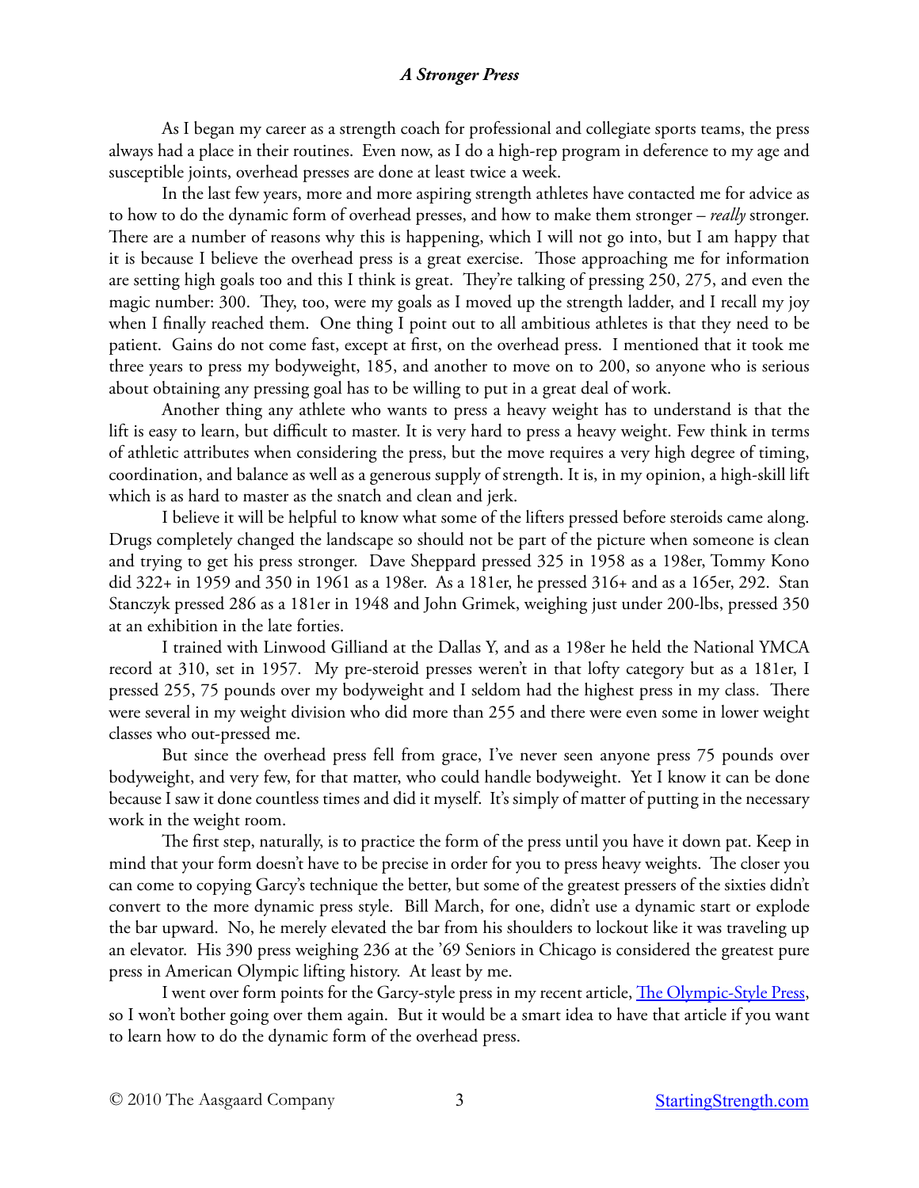As I began my career as a strength coach for professional and collegiate sports teams, the press always had a place in their routines. Even now, as I do a high-rep program in deference to my age and susceptible joints, overhead presses are done at least twice a week.

In the last few years, more and more aspiring strength athletes have contacted me for advice as to how to do the dynamic form of overhead presses, and how to make them stronger – *really* stronger. There are a number of reasons why this is happening, which I will not go into, but I am happy that it is because I believe the overhead press is a great exercise. Those approaching me for information are setting high goals too and this I think is great. They're talking of pressing 250, 275, and even the magic number: 300. They, too, were my goals as I moved up the strength ladder, and I recall my joy when I finally reached them. One thing I point out to all ambitious athletes is that they need to be patient. Gains do not come fast, except at first, on the overhead press. I mentioned that it took me three years to press my bodyweight, 185, and another to move on to 200, so anyone who is serious about obtaining any pressing goal has to be willing to put in a great deal of work.

Another thing any athlete who wants to press a heavy weight has to understand is that the lift is easy to learn, but difficult to master. It is very hard to press a heavy weight. Few think in terms of athletic attributes when considering the press, but the move requires a very high degree of timing, coordination, and balance as well as a generous supply of strength. It is, in my opinion, a high-skill lift which is as hard to master as the snatch and clean and jerk.

I believe it will be helpful to know what some of the lifters pressed before steroids came along. Drugs completely changed the landscape so should not be part of the picture when someone is clean and trying to get his press stronger. Dave Sheppard pressed 325 in 1958 as a 198er, Tommy Kono did 322+ in 1959 and 350 in 1961 as a 198er. As a 181er, he pressed 316+ and as a 165er, 292. Stan Stanczyk pressed 286 as a 181er in 1948 and John Grimek, weighing just under 200-lbs, pressed 350 at an exhibition in the late forties.

I trained with Linwood Gilliand at the Dallas Y, and as a 198er he held the National YMCA record at 310, set in 1957. My pre-steroid presses weren't in that lofty category but as a 181er, I pressed 255, 75 pounds over my bodyweight and I seldom had the highest press in my class. There were several in my weight division who did more than 255 and there were even some in lower weight classes who out-pressed me.

But since the overhead press fell from grace, I've never seen anyone press 75 pounds over bodyweight, and very few, for that matter, who could handle bodyweight. Yet I know it can be done because I saw it done countless times and did it myself. It's simply of matter of putting in the necessary work in the weight room.

The first step, naturally, is to practice the form of the press until you have it down pat. Keep in mind that your form doesn't have to be precise in order for you to press heavy weights. The closer you can come to copying Garcy's technique the better, but some of the greatest pressers of the sixties didn't convert to the more dynamic press style. Bill March, for one, didn't use a dynamic start or explode the bar upward. No, he merely elevated the bar from his shoulders to lockout like it was traveling up an elevator. His 390 press weighing 236 at the '69 Seniors in Chicago is considered the greatest pure press in American Olympic lifting history. At least by me.

I went over form points for the Garcy-style press in my recent article, The Olympic-Style Press, so I won't bother going over them again. But it would be a smart idea to have that article if you want to learn how to do the dynamic form of the overhead press.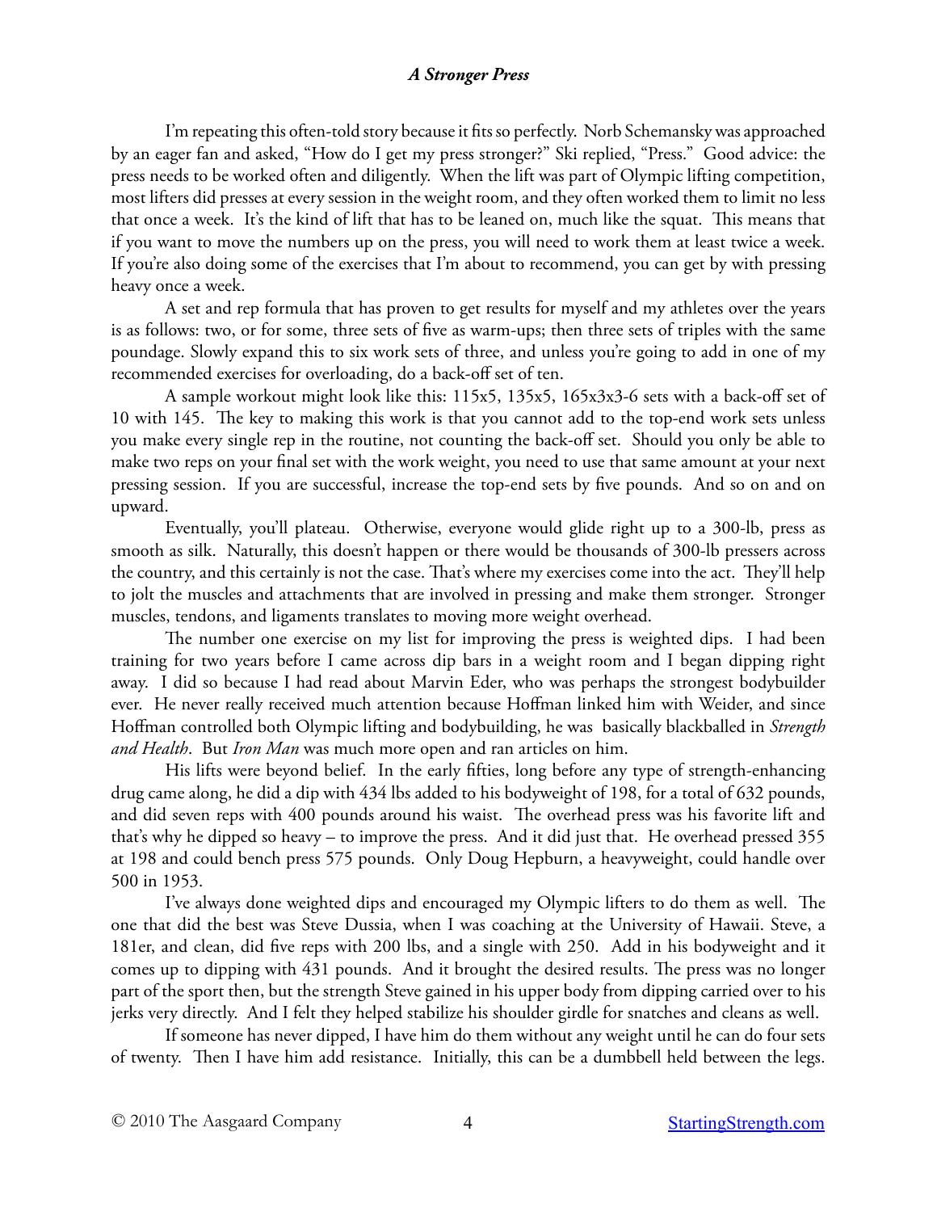I'm repeating this often-told story because it fits so perfectly. Norb Schemansky was approached by an eager fan and asked, "How do I get my press stronger?" Ski replied, "Press." Good advice: the press needs to be worked often and diligently. When the lift was part of Olympic lifting competition, most lifters did presses at every session in the weight room, and they often worked them to limit no less that once a week. It's the kind of lift that has to be leaned on, much like the squat. This means that if you want to move the numbers up on the press, you will need to work them at least twice a week. If you're also doing some of the exercises that I'm about to recommend, you can get by with pressing heavy once a week.

A set and rep formula that has proven to get results for myself and my athletes over the years is as follows: two, or for some, three sets of five as warm-ups; then three sets of triples with the same poundage. Slowly expand this to six work sets of three, and unless you're going to add in one of my recommended exercises for overloading, do a back-off set of ten.

A sample workout might look like this: 115x5, 135x5, 165x3x3-6 sets with a back-off set of 10 with 145. The key to making this work is that you cannot add to the top-end work sets unless you make every single rep in the routine, not counting the back-off set. Should you only be able to make two reps on your final set with the work weight, you need to use that same amount at your next pressing session. If you are successful, increase the top-end sets by five pounds. And so on and on upward.

Eventually, you'll plateau. Otherwise, everyone would glide right up to a 300-lb, press as smooth as silk. Naturally, this doesn't happen or there would be thousands of 300-lb pressers across the country, and this certainly is not the case. That's where my exercises come into the act. They'll help to jolt the muscles and attachments that are involved in pressing and make them stronger. Stronger muscles, tendons, and ligaments translates to moving more weight overhead.

The number one exercise on my list for improving the press is weighted dips. I had been training for two years before I came across dip bars in a weight room and I began dipping right away. I did so because I had read about Marvin Eder, who was perhaps the strongest bodybuilder ever. He never really received much attention because Hoffman linked him with Weider, and since Hoffman controlled both Olympic lifting and bodybuilding, he was basically blackballed in *Strength and Health*. But *Iron Man* was much more open and ran articles on him.

His lifts were beyond belief. In the early fifties, long before any type of strength-enhancing drug came along, he did a dip with 434 lbs added to his bodyweight of 198, for a total of 632 pounds, and did seven reps with 400 pounds around his waist. The overhead press was his favorite lift and that's why he dipped so heavy – to improve the press. And it did just that. He overhead pressed 355 at 198 and could bench press 575 pounds. Only Doug Hepburn, a heavyweight, could handle over 500 in 1953.

I've always done weighted dips and encouraged my Olympic lifters to do them as well. The one that did the best was Steve Dussia, when I was coaching at the University of Hawaii. Steve, a 181er, and clean, did five reps with 200 lbs, and a single with 250. Add in his bodyweight and it comes up to dipping with 431 pounds. And it brought the desired results. The press was no longer part of the sport then, but the strength Steve gained in his upper body from dipping carried over to his jerks very directly. And I felt they helped stabilize his shoulder girdle for snatches and cleans as well.

If someone has never dipped, I have him do them without any weight until he can do four sets of twenty. Then I have him add resistance. Initially, this can be a dumbbell held between the legs.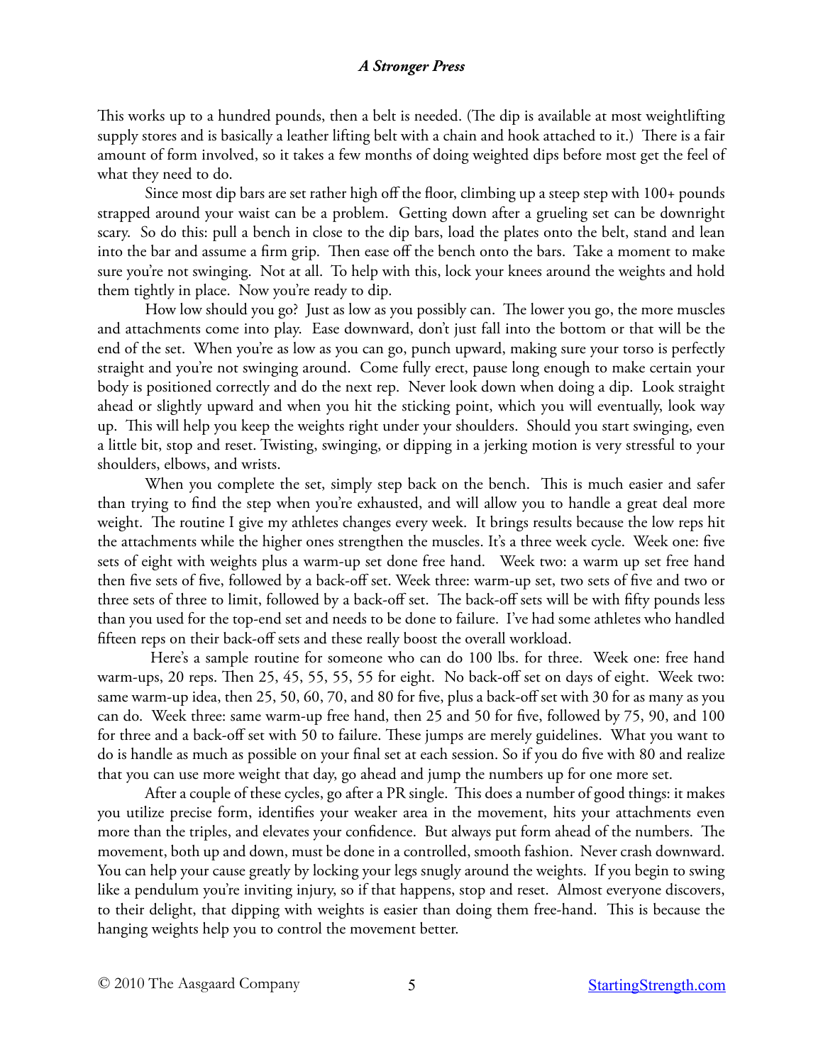This works up to a hundred pounds, then a belt is needed. (The dip is available at most weightlifting supply stores and is basically a leather lifting belt with a chain and hook attached to it.) There is a fair amount of form involved, so it takes a few months of doing weighted dips before most get the feel of what they need to do.

Since most dip bars are set rather high off the floor, climbing up a steep step with 100+ pounds strapped around your waist can be a problem. Getting down after a grueling set can be downright scary. So do this: pull a bench in close to the dip bars, load the plates onto the belt, stand and lean into the bar and assume a firm grip. Then ease off the bench onto the bars. Take a moment to make sure you're not swinging. Not at all. To help with this, lock your knees around the weights and hold them tightly in place. Now you're ready to dip.

How low should you go? Just as low as you possibly can. The lower you go, the more muscles and attachments come into play. Ease downward, don't just fall into the bottom or that will be the end of the set. When you're as low as you can go, punch upward, making sure your torso is perfectly straight and you're not swinging around. Come fully erect, pause long enough to make certain your body is positioned correctly and do the next rep. Never look down when doing a dip. Look straight ahead or slightly upward and when you hit the sticking point, which you will eventually, look way up. This will help you keep the weights right under your shoulders. Should you start swinging, even a little bit, stop and reset. Twisting, swinging, or dipping in a jerking motion is very stressful to your shoulders, elbows, and wrists.

When you complete the set, simply step back on the bench. This is much easier and safer than trying to find the step when you're exhausted, and will allow you to handle a great deal more weight. The routine I give my athletes changes every week. It brings results because the low reps hit the attachments while the higher ones strengthen the muscles. It's a three week cycle. Week one: five sets of eight with weights plus a warm-up set done free hand. Week two: a warm up set free hand then five sets of five, followed by a back-off set. Week three: warm-up set, two sets of five and two or three sets of three to limit, followed by a back-off set. The back-off sets will be with fifty pounds less than you used for the top-end set and needs to be done to failure. I've had some athletes who handled fifteen reps on their back-off sets and these really boost the overall workload.

Here's a sample routine for someone who can do 100 lbs. for three. Week one: free hand warm-ups, 20 reps. Then 25, 45, 55, 55, 55 for eight. No back-off set on days of eight. Week two: same warm-up idea, then 25, 50, 60, 70, and 80 for five, plus a back-off set with 30 for as many as you can do. Week three: same warm-up free hand, then 25 and 50 for five, followed by 75, 90, and 100 for three and a back-off set with 50 to failure. These jumps are merely guidelines. What you want to do is handle as much as possible on your final set at each session. So if you do five with 80 and realize that you can use more weight that day, go ahead and jump the numbers up for one more set.

After a couple of these cycles, go after a PR single. This does a number of good things: it makes you utilize precise form, identifies your weaker area in the movement, hits your attachments even more than the triples, and elevates your confidence. But always put form ahead of the numbers. The movement, both up and down, must be done in a controlled, smooth fashion. Never crash downward. You can help your cause greatly by locking your legs snugly around the weights. If you begin to swing like a pendulum you're inviting injury, so if that happens, stop and reset. Almost everyone discovers, to their delight, that dipping with weights is easier than doing them free-hand. This is because the hanging weights help you to control the movement better.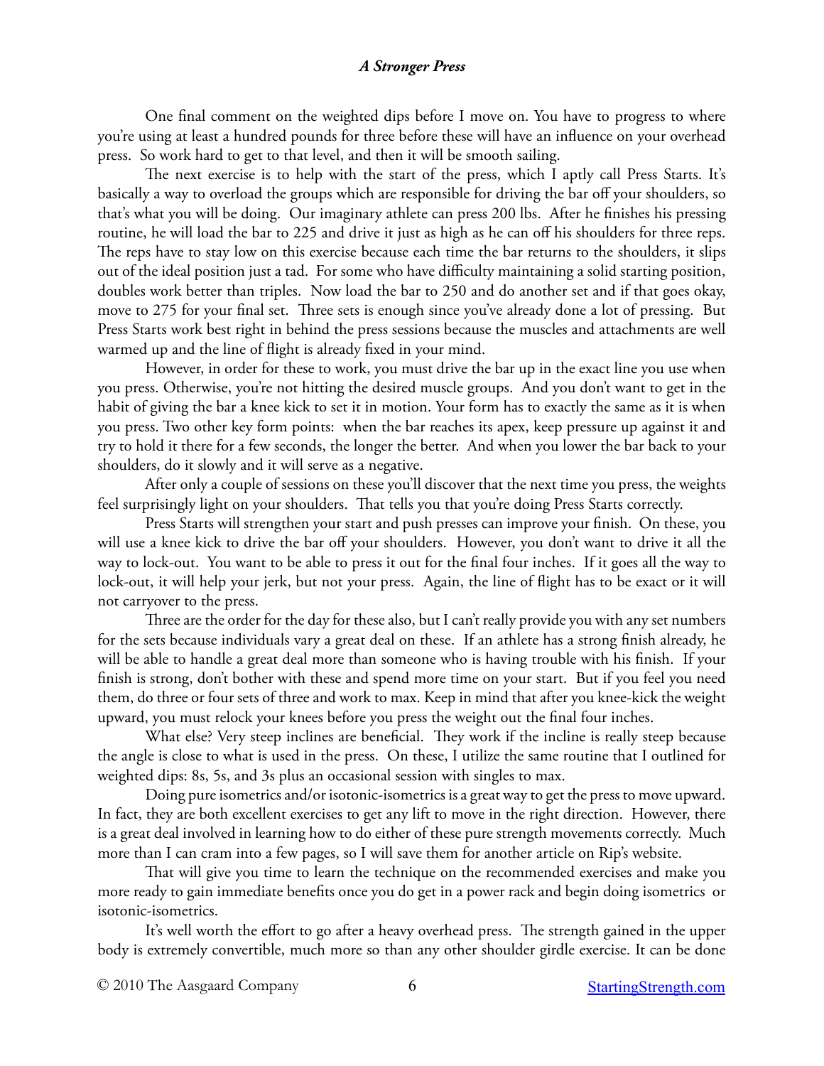One final comment on the weighted dips before I move on. You have to progress to where you're using at least a hundred pounds for three before these will have an influence on your overhead press. So work hard to get to that level, and then it will be smooth sailing.

The next exercise is to help with the start of the press, which I aptly call Press Starts. It's basically a way to overload the groups which are responsible for driving the bar off your shoulders, so that's what you will be doing. Our imaginary athlete can press 200 lbs. After he finishes his pressing routine, he will load the bar to 225 and drive it just as high as he can off his shoulders for three reps. The reps have to stay low on this exercise because each time the bar returns to the shoulders, it slips out of the ideal position just a tad. For some who have difficulty maintaining a solid starting position, doubles work better than triples. Now load the bar to 250 and do another set and if that goes okay, move to 275 for your final set. Three sets is enough since you've already done a lot of pressing. But Press Starts work best right in behind the press sessions because the muscles and attachments are well warmed up and the line of flight is already fixed in your mind.

However, in order for these to work, you must drive the bar up in the exact line you use when you press. Otherwise, you're not hitting the desired muscle groups. And you don't want to get in the habit of giving the bar a knee kick to set it in motion. Your form has to exactly the same as it is when you press. Two other key form points: when the bar reaches its apex, keep pressure up against it and try to hold it there for a few seconds, the longer the better. And when you lower the bar back to your shoulders, do it slowly and it will serve as a negative.

After only a couple of sessions on these you'll discover that the next time you press, the weights feel surprisingly light on your shoulders. That tells you that you're doing Press Starts correctly.

Press Starts will strengthen your start and push presses can improve your finish. On these, you will use a knee kick to drive the bar off your shoulders. However, you don't want to drive it all the way to lock-out. You want to be able to press it out for the final four inches. If it goes all the way to lock-out, it will help your jerk, but not your press. Again, the line of flight has to be exact or it will not carryover to the press.

Three are the order for the day for these also, but I can't really provide you with any set numbers for the sets because individuals vary a great deal on these. If an athlete has a strong finish already, he will be able to handle a great deal more than someone who is having trouble with his finish. If your finish is strong, don't bother with these and spend more time on your start. But if you feel you need them, do three or four sets of three and work to max. Keep in mind that after you knee-kick the weight upward, you must relock your knees before you press the weight out the final four inches.

What else? Very steep inclines are beneficial. They work if the incline is really steep because the angle is close to what is used in the press. On these, I utilize the same routine that I outlined for weighted dips: 8s, 5s, and 3s plus an occasional session with singles to max.

Doing pure isometrics and/or isotonic-isometrics is a great way to get the press to move upward. In fact, they are both excellent exercises to get any lift to move in the right direction. However, there is a great deal involved in learning how to do either of these pure strength movements correctly. Much more than I can cram into a few pages, so I will save them for another article on Rip's website.

That will give you time to learn the technique on the recommended exercises and make you more ready to gain immediate benefits once you do get in a power rack and begin doing isometrics or isotonic-isometrics.

It's well worth the effort to go after a heavy overhead press. The strength gained in the upper body is extremely convertible, much more so than any other shoulder girdle exercise. It can be done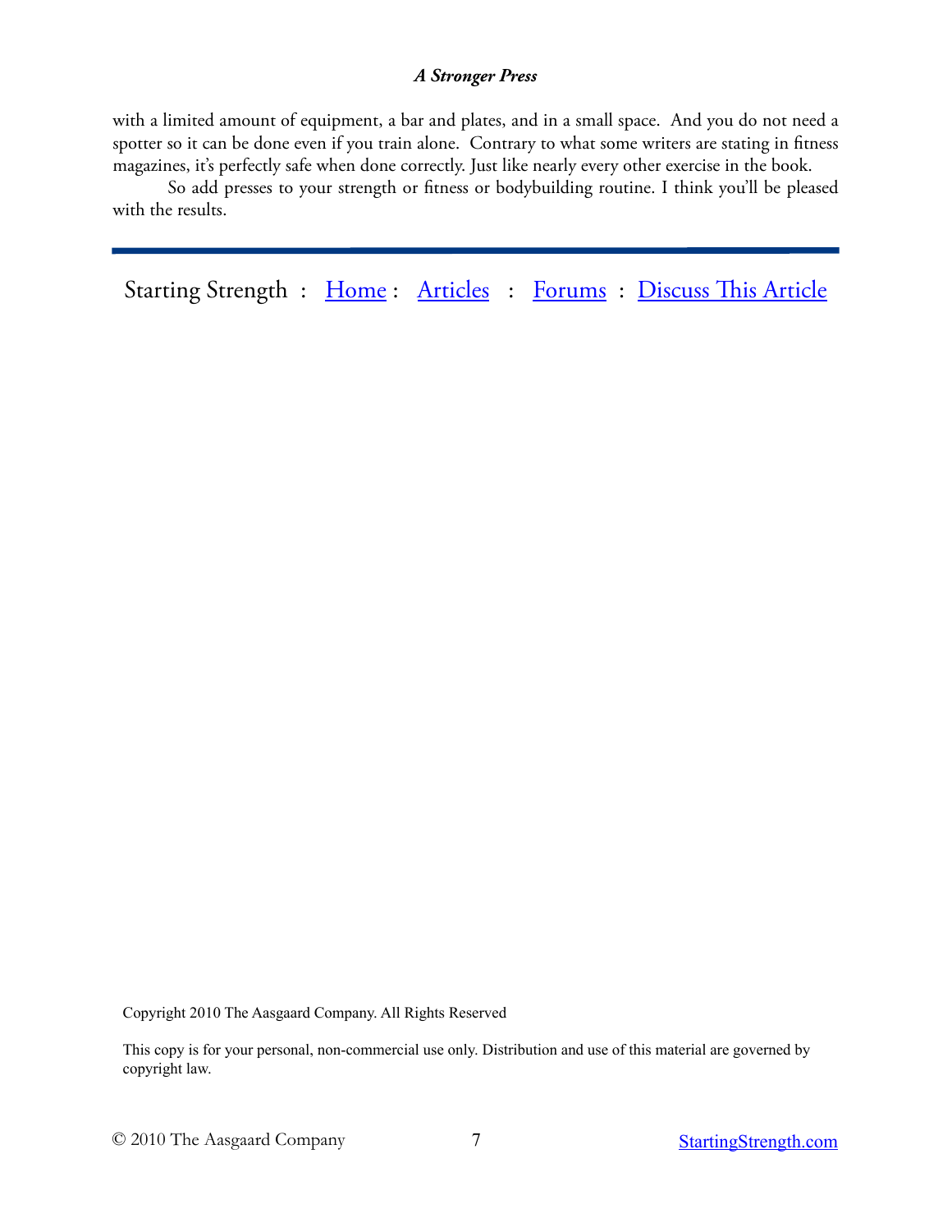with a limited amount of equipment, a bar and plates, and in a small space. And you do not need a spotter so it can be done even if you train alone. Contrary to what some writers are stating in fitness magazines, it's perfectly safe when done correctly. Just like nearly every other exercise in the book.

So add presses to your strength or fitness or bodybuilding routine. I think you'll be pleased with the results.

---

Starting Strength : Home : Articles : Forums : Discuss This Article

Copyright 2010 The Aasgaard Company. All Rights Reserved

This copy is for your personal, non-commercial use only. Distribution and use of this material are governed by copyright law.